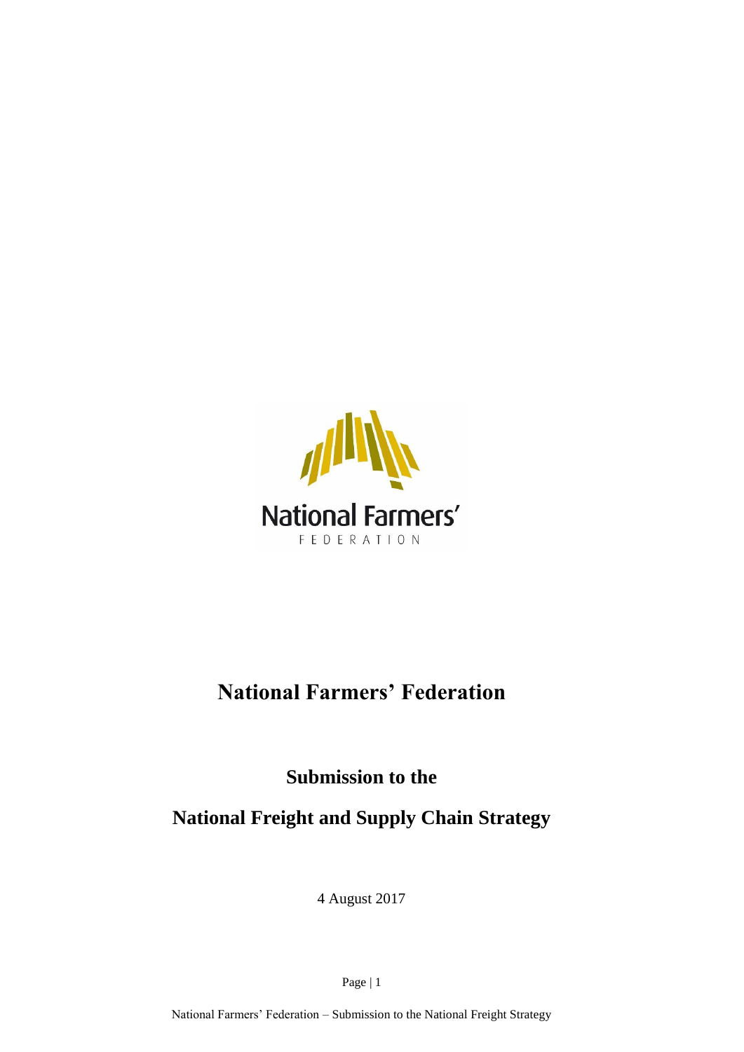# National Farmers' Federation

## Submission to the

## National Freight and Supply Chain Strategy

4 August 2017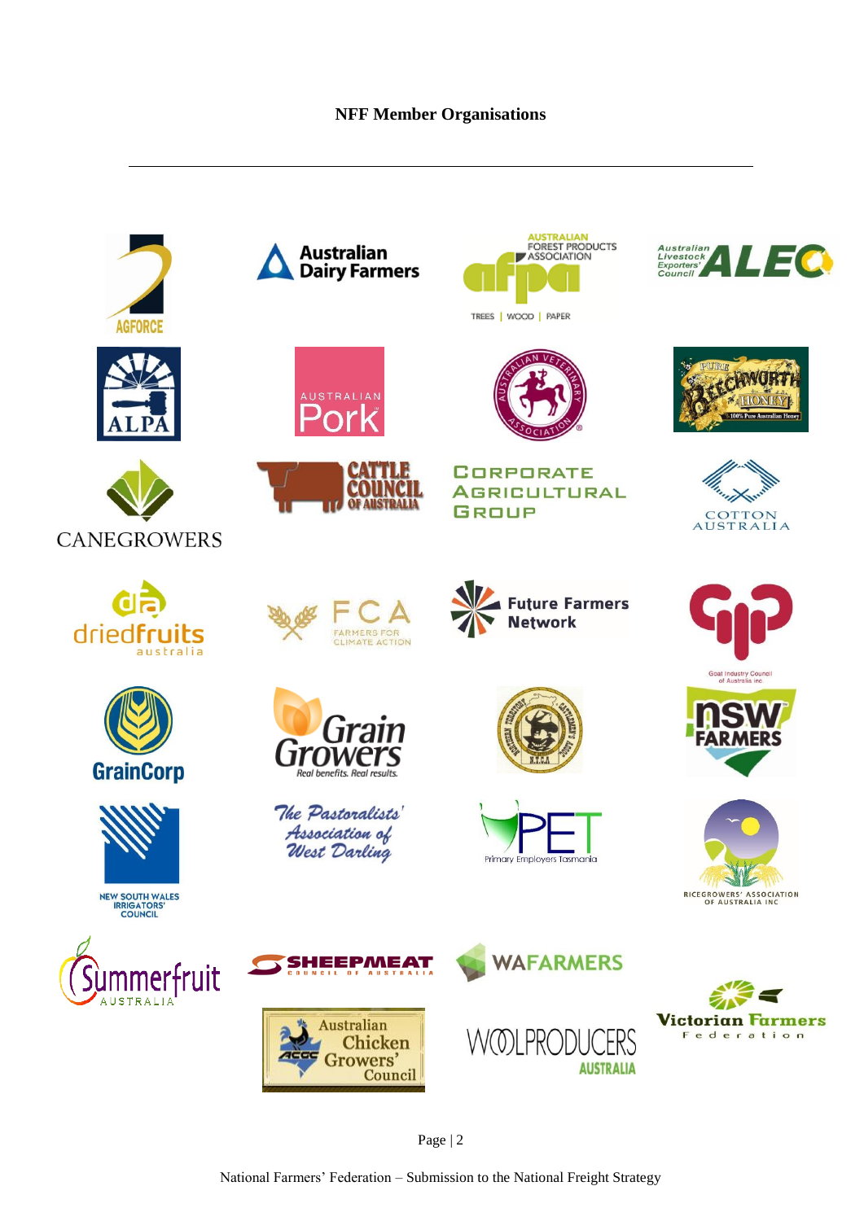**NFF Member Organisations**

---

AGFORCE

Australian Dairy Farmers

AUSTRALIAN FOREST PRODUCTS ASSOCIATION afpa TREES | WOOD | PAPER

Australian Livestock Exporters' Council ALEC

ALPA

AUSTRALIAN Pork

AUSTRALIAN VETERINARY ASSOCIATION

PURE BEECHWORTH HONEY 100% Pure Australian Honey

CANEGROWERS

CATTLE COUNCIL OF AUSTRALIA

CORPORATE AGRICULTURAL GROUP

COTTON AUSTRALIA

dfa driedfruits australia

FCA FARMERS FOR CLIMATE ACTION

Future Farmers Network

Goat Industry Council of Australia Inc.

GrainCorp

Grain Growers Real benefits. Real results.

NORTHERN TERRITORY CATTLEMEN'S ASSOCIATION N.T.C.A

nsw FARMERS

NEW SOUTH WALES IRRIGATORS' COUNCIL

The Pastoralists' Association of West Darling

PET Primary Employers Tasmania

RICEGROWERS' ASSOCIATION OF AUSTRALIA INC

Summerfruit AUSTRALIA

SHEEPMEAT COUNCIL OF AUSTRALIA

WAFARMERS

Victorian Farmers Federation

Australian Chicken Growers' Council ACGC

WOOLPRODUCERS AUSTRALIA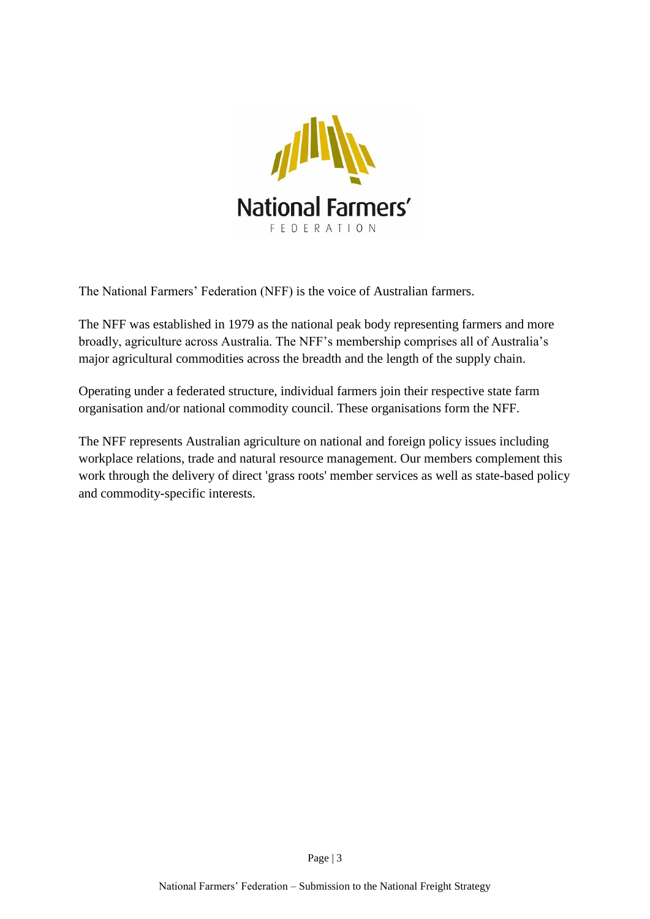The National Farmers' Federation (NFF) is the voice of Australian farmers.

The NFF was established in 1979 as the national peak body representing farmers and more broadly, agriculture across Australia. The NFF's membership comprises all of Australia's major agricultural commodities across the breadth and the length of the supply chain.

Operating under a federated structure, individual farmers join their respective state farm organisation and/or national commodity council. These organisations form the NFF.

The NFF represents Australian agriculture on national and foreign policy issues including workplace relations, trade and natural resource management. Our members complement this work through the delivery of direct 'grass roots' member services as well as state-based policy and commodity-specific interests.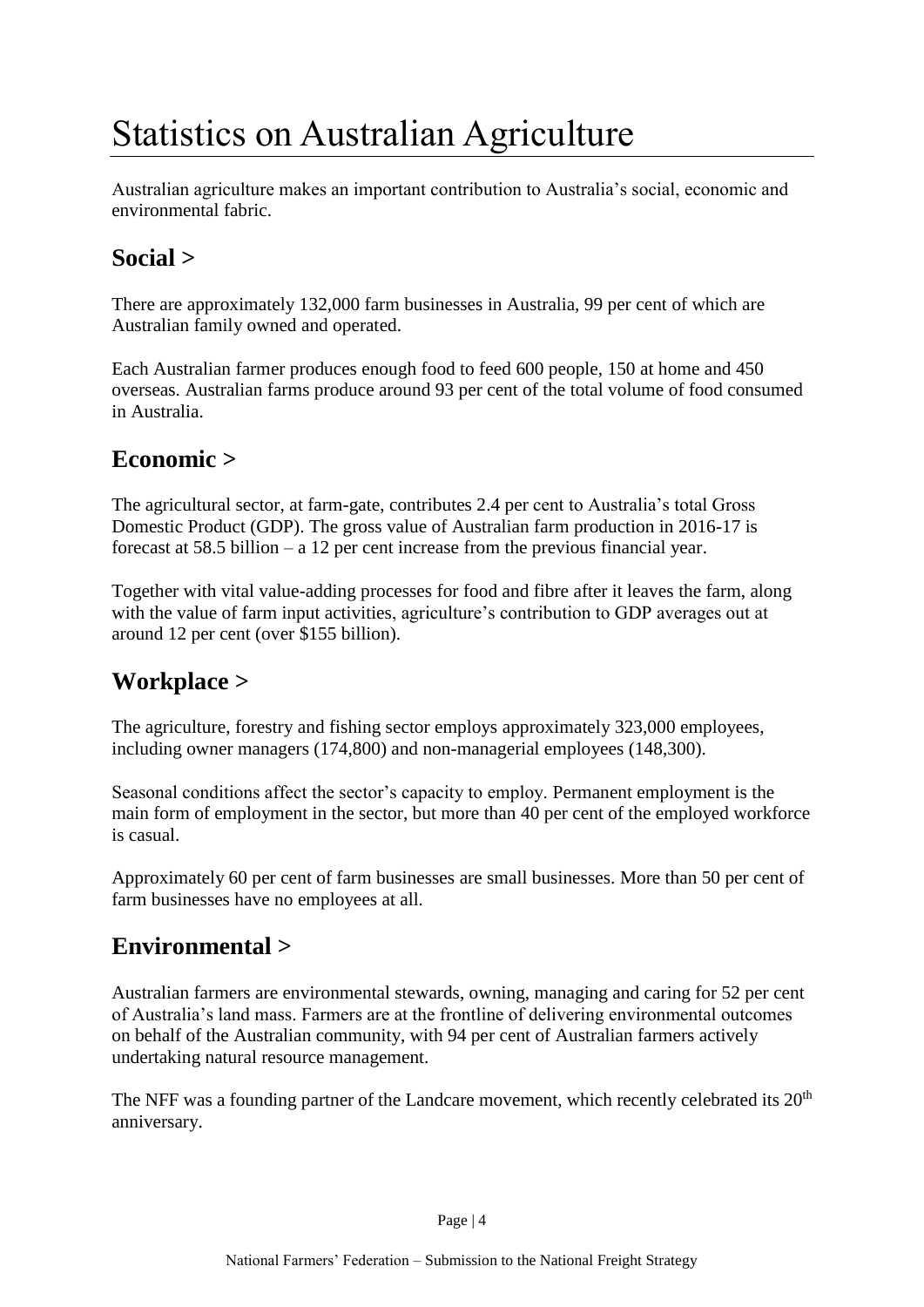# Statistics on Australian Agriculture

Australian agriculture makes an important contribution to Australia's social, economic and environmental fabric.

## Social >

There are approximately 132,000 farm businesses in Australia, 99 per cent of which are Australian family owned and operated.

Each Australian farmer produces enough food to feed 600 people, 150 at home and 450 overseas. Australian farms produce around 93 per cent of the total volume of food consumed in Australia.

## Economic >

The agricultural sector, at farm-gate, contributes 2.4 per cent to Australia's total Gross Domestic Product (GDP). The gross value of Australian farm production in 2016-17 is forecast at 58.5 billion – a 12 per cent increase from the previous financial year.

Together with vital value-adding processes for food and fibre after it leaves the farm, along with the value of farm input activities, agriculture's contribution to GDP averages out at around 12 per cent (over $155 billion).

## Workplace >

The agriculture, forestry and fishing sector employs approximately 323,000 employees, including owner managers (174,800) and non-managerial employees (148,300).

Seasonal conditions affect the sector's capacity to employ. Permanent employment is the main form of employment in the sector, but more than 40 per cent of the employed workforce is casual.

Approximately 60 per cent of farm businesses are small businesses. More than 50 per cent of farm businesses have no employees at all.

## Environmental >

Australian farmers are environmental stewards, owning, managing and caring for 52 per cent of Australia's land mass. Farmers are at the frontline of delivering environmental outcomes on behalf of the Australian community, with 94 per cent of Australian farmers actively undertaking natural resource management.

The NFF was a founding partner of the Landcare movement, which recently celebrated its 20th anniversary.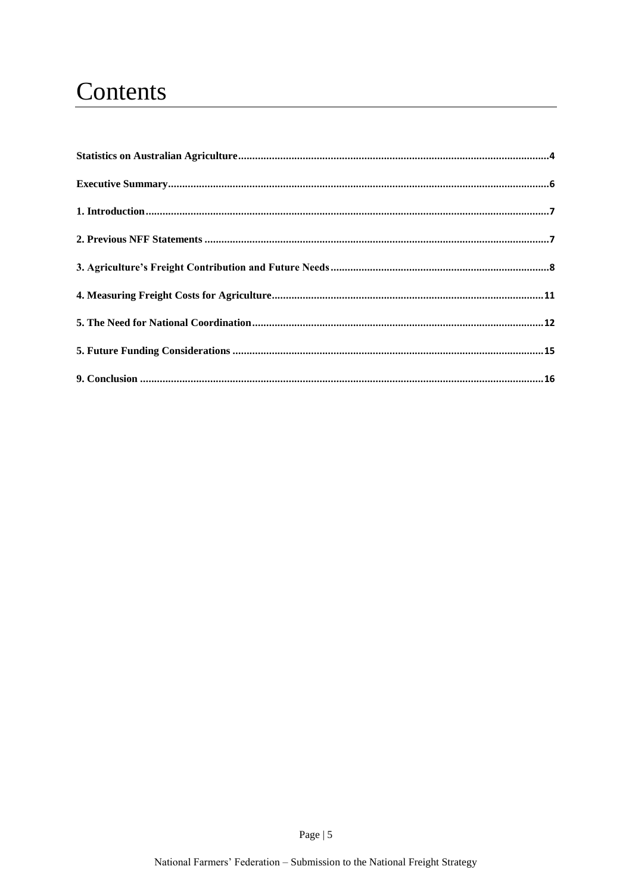# Contents

Statistics on Australian Agriculture....4

Executive Summary....6

1. Introduction....7

2. Previous NFF Statements....7

3. Agriculture's Freight Contribution and Future Needs....8

4. Measuring Freight Costs for Agriculture....11

5. The Need for National Coordination....12

5. Future Funding Considerations....15

9. Conclusion....16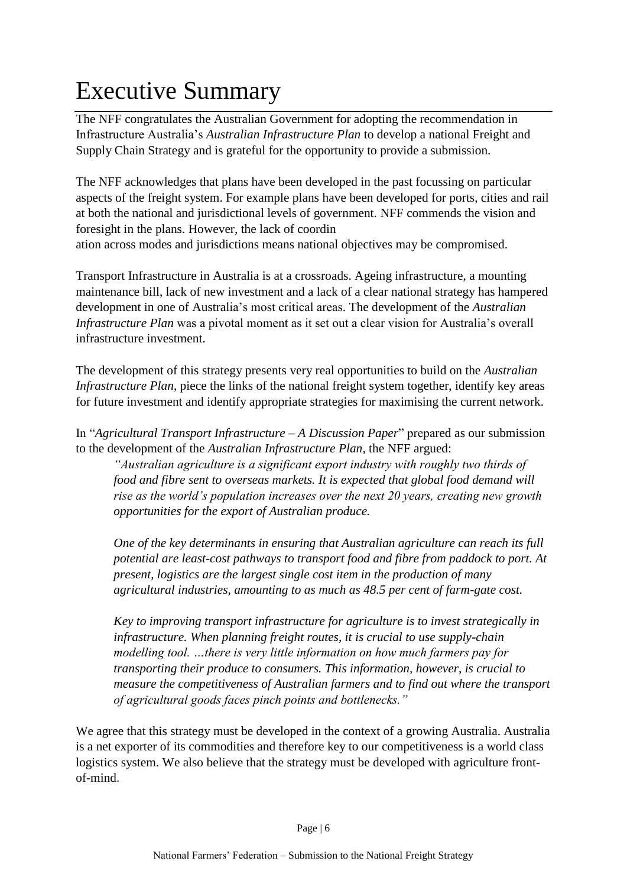# Executive Summary

The NFF congratulates the Australian Government for adopting the recommendation in Infrastructure Australia's *Australian Infrastructure Plan* to develop a national Freight and Supply Chain Strategy and is grateful for the opportunity to provide a submission.

The NFF acknowledges that plans have been developed in the past focussing on particular aspects of the freight system. For example plans have been developed for ports, cities and rail at both the national and jurisdictional levels of government. NFF commends the vision and foresight in the plans. However, the lack of coordin
ation across modes and jurisdictions means national objectives may be compromised.

Transport Infrastructure in Australia is at a crossroads. Ageing infrastructure, a mounting maintenance bill, lack of new investment and a lack of a clear national strategy has hampered development in one of Australia's most critical areas. The development of the *Australian Infrastructure Plan* was a pivotal moment as it set out a clear vision for Australia's overall infrastructure investment.

The development of this strategy presents very real opportunities to build on the *Australian Infrastructure Plan*, piece the links of the national freight system together, identify key areas for future investment and identify appropriate strategies for maximising the current network.

In "*Agricultural Transport Infrastructure – A Discussion Paper*" prepared as our submission to the development of the *Australian Infrastructure Plan*, the NFF argued:

> *"Australian agriculture is a significant export industry with roughly two thirds of food and fibre sent to overseas markets. It is expected that global food demand will rise as the world's population increases over the next 20 years, creating new growth opportunities for the export of Australian produce.*
>
> *One of the key determinants in ensuring that Australian agriculture can reach its full potential are least-cost pathways to transport food and fibre from paddock to port. At present, logistics are the largest single cost item in the production of many agricultural industries, amounting to as much as 48.5 per cent of farm-gate cost.*
>
> *Key to improving transport infrastructure for agriculture is to invest strategically in infrastructure. When planning freight routes, it is crucial to use supply-chain modelling tool. …there is very little information on how much farmers pay for transporting their produce to consumers. This information, however, is crucial to measure the competitiveness of Australian farmers and to find out where the transport of agricultural goods faces pinch points and bottlenecks."*

We agree that this strategy must be developed in the context of a growing Australia. Australia is a net exporter of its commodities and therefore key to our competitiveness is a world class logistics system. We also believe that the strategy must be developed with agriculture front-of-mind.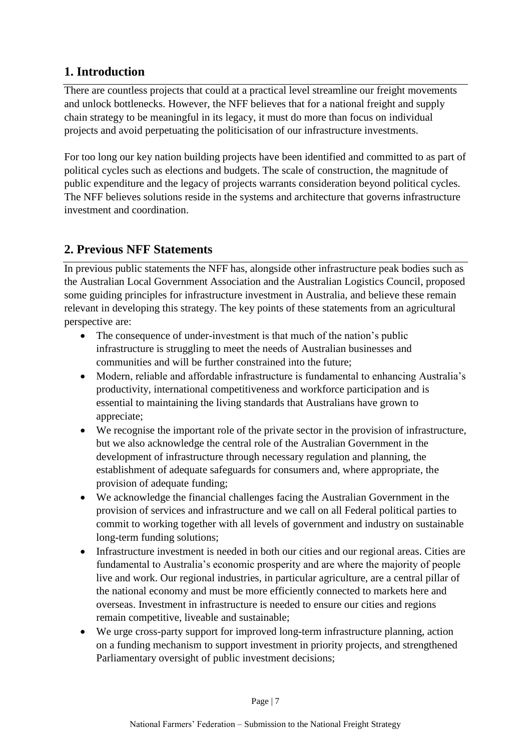## 1. Introduction

There are countless projects that could at a practical level streamline our freight movements and unlock bottlenecks. However, the NFF believes that for a national freight and supply chain strategy to be meaningful in its legacy, it must do more than focus on individual projects and avoid perpetuating the politicisation of our infrastructure investments.

For too long our key nation building projects have been identified and committed to as part of political cycles such as elections and budgets. The scale of construction, the magnitude of public expenditure and the legacy of projects warrants consideration beyond political cycles. The NFF believes solutions reside in the systems and architecture that governs infrastructure investment and coordination.

## 2. Previous NFF Statements

In previous public statements the NFF has, alongside other infrastructure peak bodies such as the Australian Local Government Association and the Australian Logistics Council, proposed some guiding principles for infrastructure investment in Australia, and believe these remain relevant in developing this strategy. The key points of these statements from an agricultural perspective are:

- The consequence of under-investment is that much of the nation's public infrastructure is struggling to meet the needs of Australian businesses and communities and will be further constrained into the future;
- Modern, reliable and affordable infrastructure is fundamental to enhancing Australia's productivity, international competitiveness and workforce participation and is essential to maintaining the living standards that Australians have grown to appreciate;
- We recognise the important role of the private sector in the provision of infrastructure, but we also acknowledge the central role of the Australian Government in the development of infrastructure through necessary regulation and planning, the establishment of adequate safeguards for consumers and, where appropriate, the provision of adequate funding;
- We acknowledge the financial challenges facing the Australian Government in the provision of services and infrastructure and we call on all Federal political parties to commit to working together with all levels of government and industry on sustainable long-term funding solutions;
- Infrastructure investment is needed in both our cities and our regional areas. Cities are fundamental to Australia's economic prosperity and are where the majority of people live and work. Our regional industries, in particular agriculture, are a central pillar of the national economy and must be more efficiently connected to markets here and overseas. Investment in infrastructure is needed to ensure our cities and regions remain competitive, liveable and sustainable;
- We urge cross-party support for improved long-term infrastructure planning, action on a funding mechanism to support investment in priority projects, and strengthened Parliamentary oversight of public investment decisions;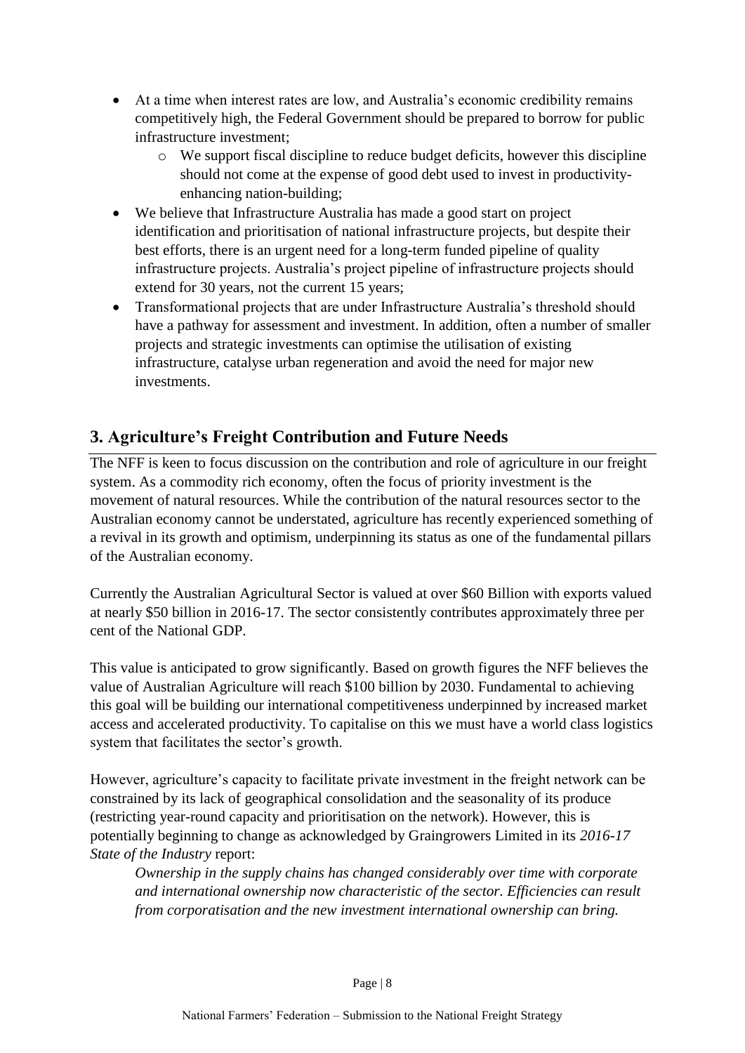- At a time when interest rates are low, and Australia's economic credibility remains competitively high, the Federal Government should be prepared to borrow for public infrastructure investment;
  - We support fiscal discipline to reduce budget deficits, however this discipline should not come at the expense of good debt used to invest in productivity-enhancing nation-building;
- We believe that Infrastructure Australia has made a good start on project identification and prioritisation of national infrastructure projects, but despite their best efforts, there is an urgent need for a long-term funded pipeline of quality infrastructure projects. Australia's project pipeline of infrastructure projects should extend for 30 years, not the current 15 years;
- Transformational projects that are under Infrastructure Australia's threshold should have a pathway for assessment and investment. In addition, often a number of smaller projects and strategic investments can optimise the utilisation of existing infrastructure, catalyse urban regeneration and avoid the need for major new investments.

## 3. Agriculture's Freight Contribution and Future Needs

The NFF is keen to focus discussion on the contribution and role of agriculture in our freight system. As a commodity rich economy, often the focus of priority investment is the movement of natural resources. While the contribution of the natural resources sector to the Australian economy cannot be understated, agriculture has recently experienced something of a revival in its growth and optimism, underpinning its status as one of the fundamental pillars of the Australian economy.

Currently the Australian Agricultural Sector is valued at over $60 Billion with exports valued at nearly $50 billion in 2016-17. The sector consistently contributes approximately three per cent of the National GDP.

This value is anticipated to grow significantly. Based on growth figures the NFF believes the value of Australian Agriculture will reach $100 billion by 2030. Fundamental to achieving this goal will be building our international competitiveness underpinned by increased market access and accelerated productivity. To capitalise on this we must have a world class logistics system that facilitates the sector's growth.

However, agriculture's capacity to facilitate private investment in the freight network can be constrained by its lack of geographical consolidation and the seasonality of its produce (restricting year-round capacity and prioritisation on the network). However, this is potentially beginning to change as acknowledged by Graingrowers Limited in its *2016-17 State of the Industry* report:

> *Ownership in the supply chains has changed considerably over time with corporate and international ownership now characteristic of the sector. Efficiencies can result from corporatisation and the new investment international ownership can bring.*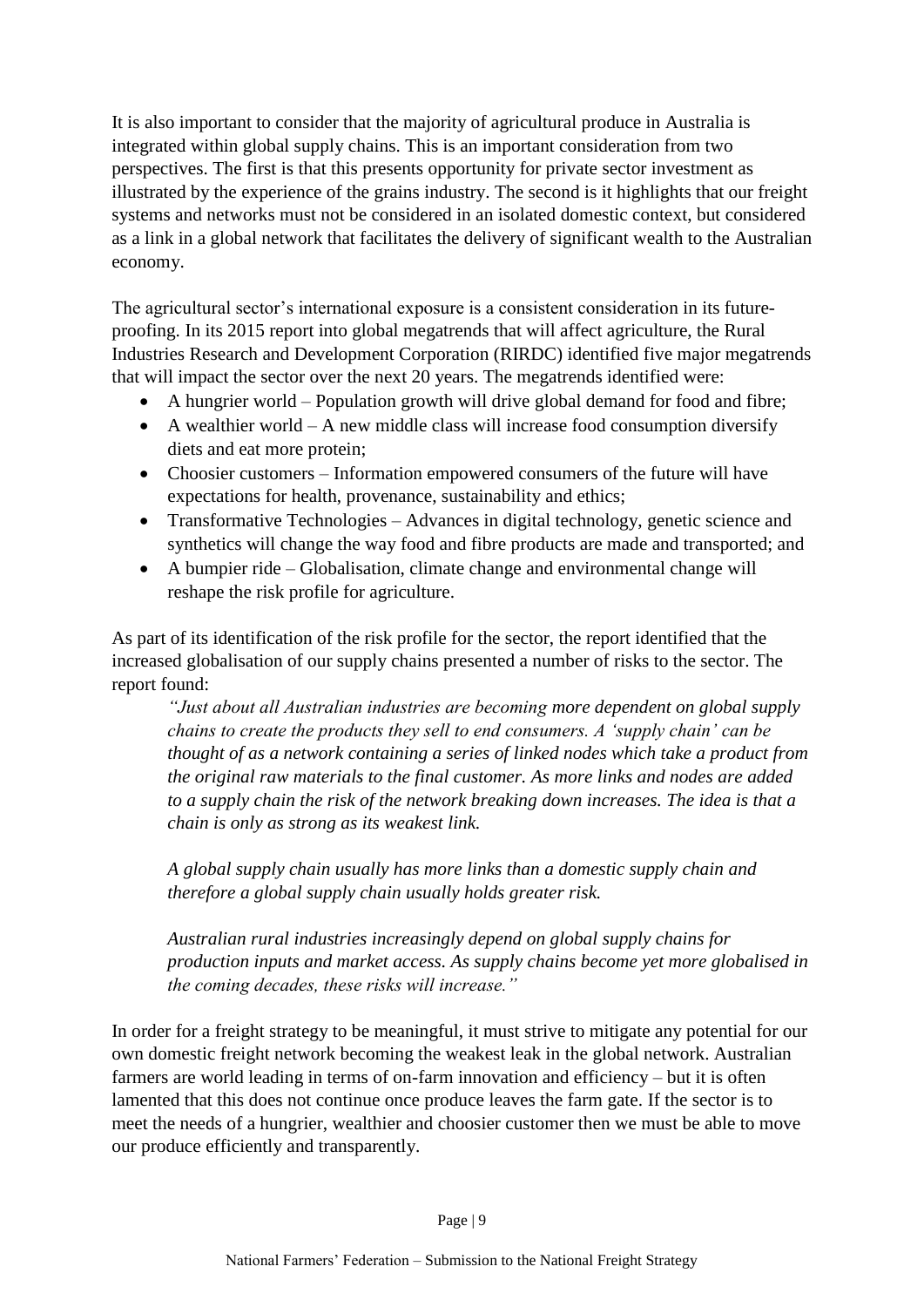It is also important to consider that the majority of agricultural produce in Australia is integrated within global supply chains. This is an important consideration from two perspectives. The first is that this presents opportunity for private sector investment as illustrated by the experience of the grains industry. The second is it highlights that our freight systems and networks must not be considered in an isolated domestic context, but considered as a link in a global network that facilitates the delivery of significant wealth to the Australian economy.

The agricultural sector's international exposure is a consistent consideration in its future-proofing. In its 2015 report into global megatrends that will affect agriculture, the Rural Industries Research and Development Corporation (RIRDC) identified five major megatrends that will impact the sector over the next 20 years. The megatrends identified were:

- A hungrier world – Population growth will drive global demand for food and fibre;
- A wealthier world – A new middle class will increase food consumption diversify diets and eat more protein;
- Choosier customers – Information empowered consumers of the future will have expectations for health, provenance, sustainability and ethics;
- Transformative Technologies – Advances in digital technology, genetic science and synthetics will change the way food and fibre products are made and transported; and
- A bumpier ride – Globalisation, climate change and environmental change will reshape the risk profile for agriculture.

As part of its identification of the risk profile for the sector, the report identified that the increased globalisation of our supply chains presented a number of risks to the sector. The report found:

> *"Just about all Australian industries are becoming more dependent on global supply chains to create the products they sell to end consumers. A 'supply chain' can be thought of as a network containing a series of linked nodes which take a product from the original raw materials to the final customer. As more links and nodes are added to a supply chain the risk of the network breaking down increases. The idea is that a chain is only as strong as its weakest link.*
>
> *A global supply chain usually has more links than a domestic supply chain and therefore a global supply chain usually holds greater risk.*
>
> *Australian rural industries increasingly depend on global supply chains for production inputs and market access. As supply chains become yet more globalised in the coming decades, these risks will increase."*

In order for a freight strategy to be meaningful, it must strive to mitigate any potential for our own domestic freight network becoming the weakest leak in the global network. Australian farmers are world leading in terms of on-farm innovation and efficiency – but it is often lamented that this does not continue once produce leaves the farm gate. If the sector is to meet the needs of a hungrier, wealthier and choosier customer then we must be able to move our produce efficiently and transparently.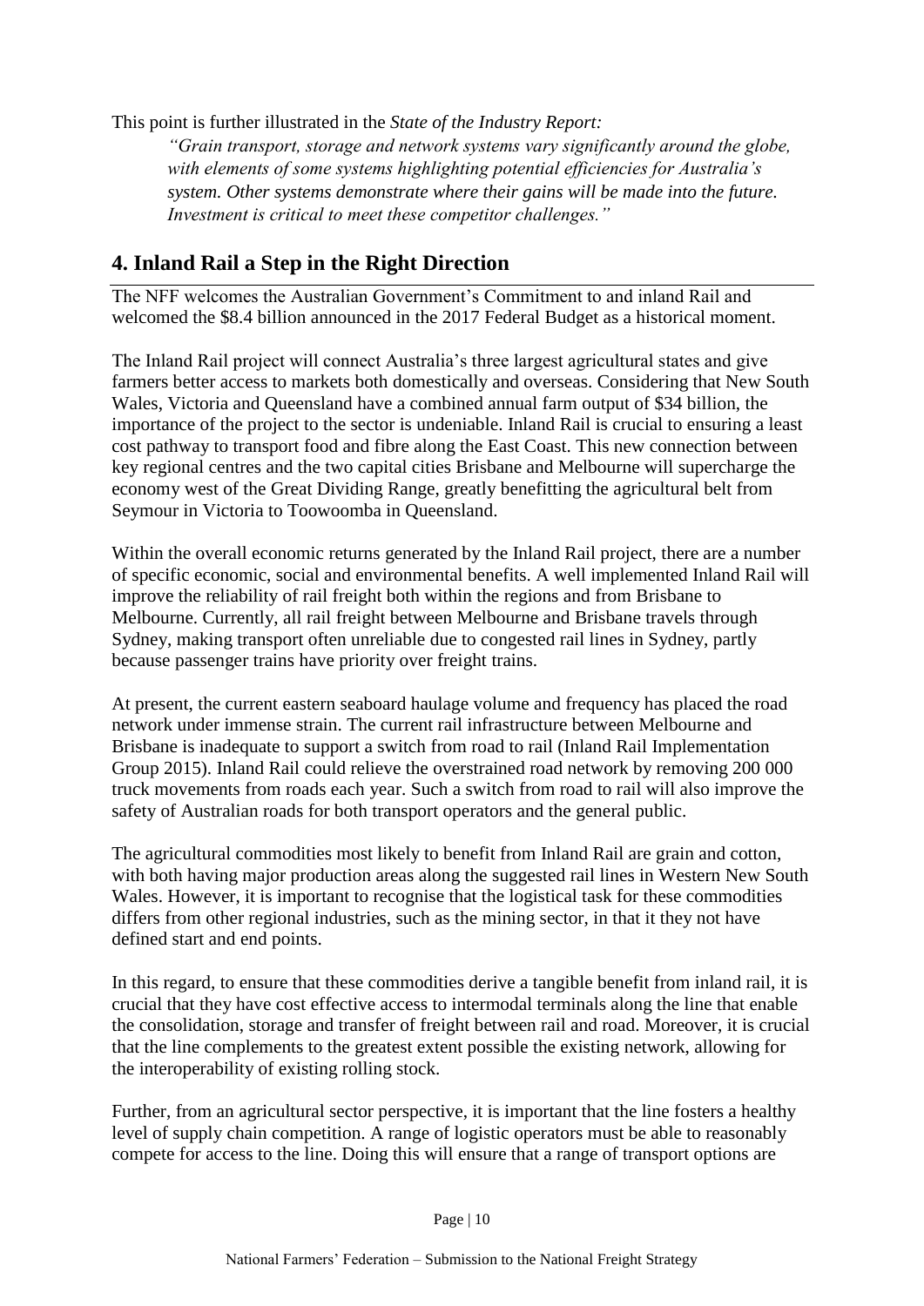This point is further illustrated in the *State of the Industry Report:*

> *"Grain transport, storage and network systems vary significantly around the globe, with elements of some systems highlighting potential efficiencies for Australia's system. Other systems demonstrate where their gains will be made into the future. Investment is critical to meet these competitor challenges."*

## 4. Inland Rail a Step in the Right Direction

The NFF welcomes the Australian Government's Commitment to and inland Rail and welcomed the \$8.4 billion announced in the 2017 Federal Budget as a historical moment.

The Inland Rail project will connect Australia's three largest agricultural states and give farmers better access to markets both domestically and overseas. Considering that New South Wales, Victoria and Queensland have a combined annual farm output of \$34 billion, the importance of the project to the sector is undeniable. Inland Rail is crucial to ensuring a least cost pathway to transport food and fibre along the East Coast. This new connection between key regional centres and the two capital cities Brisbane and Melbourne will supercharge the economy west of the Great Dividing Range, greatly benefitting the agricultural belt from Seymour in Victoria to Toowoomba in Queensland.

Within the overall economic returns generated by the Inland Rail project, there are a number of specific economic, social and environmental benefits. A well implemented Inland Rail will improve the reliability of rail freight both within the regions and from Brisbane to Melbourne. Currently, all rail freight between Melbourne and Brisbane travels through Sydney, making transport often unreliable due to congested rail lines in Sydney, partly because passenger trains have priority over freight trains.

At present, the current eastern seaboard haulage volume and frequency has placed the road network under immense strain. The current rail infrastructure between Melbourne and Brisbane is inadequate to support a switch from road to rail (Inland Rail Implementation Group 2015). Inland Rail could relieve the overstrained road network by removing 200 000 truck movements from roads each year. Such a switch from road to rail will also improve the safety of Australian roads for both transport operators and the general public.

The agricultural commodities most likely to benefit from Inland Rail are grain and cotton, with both having major production areas along the suggested rail lines in Western New South Wales. However, it is important to recognise that the logistical task for these commodities differs from other regional industries, such as the mining sector, in that it they not have defined start and end points.

In this regard, to ensure that these commodities derive a tangible benefit from inland rail, it is crucial that they have cost effective access to intermodal terminals along the line that enable the consolidation, storage and transfer of freight between rail and road. Moreover, it is crucial that the line complements to the greatest extent possible the existing network, allowing for the interoperability of existing rolling stock.

Further, from an agricultural sector perspective, it is important that the line fosters a healthy level of supply chain competition. A range of logistic operators must be able to reasonably compete for access to the line. Doing this will ensure that a range of transport options are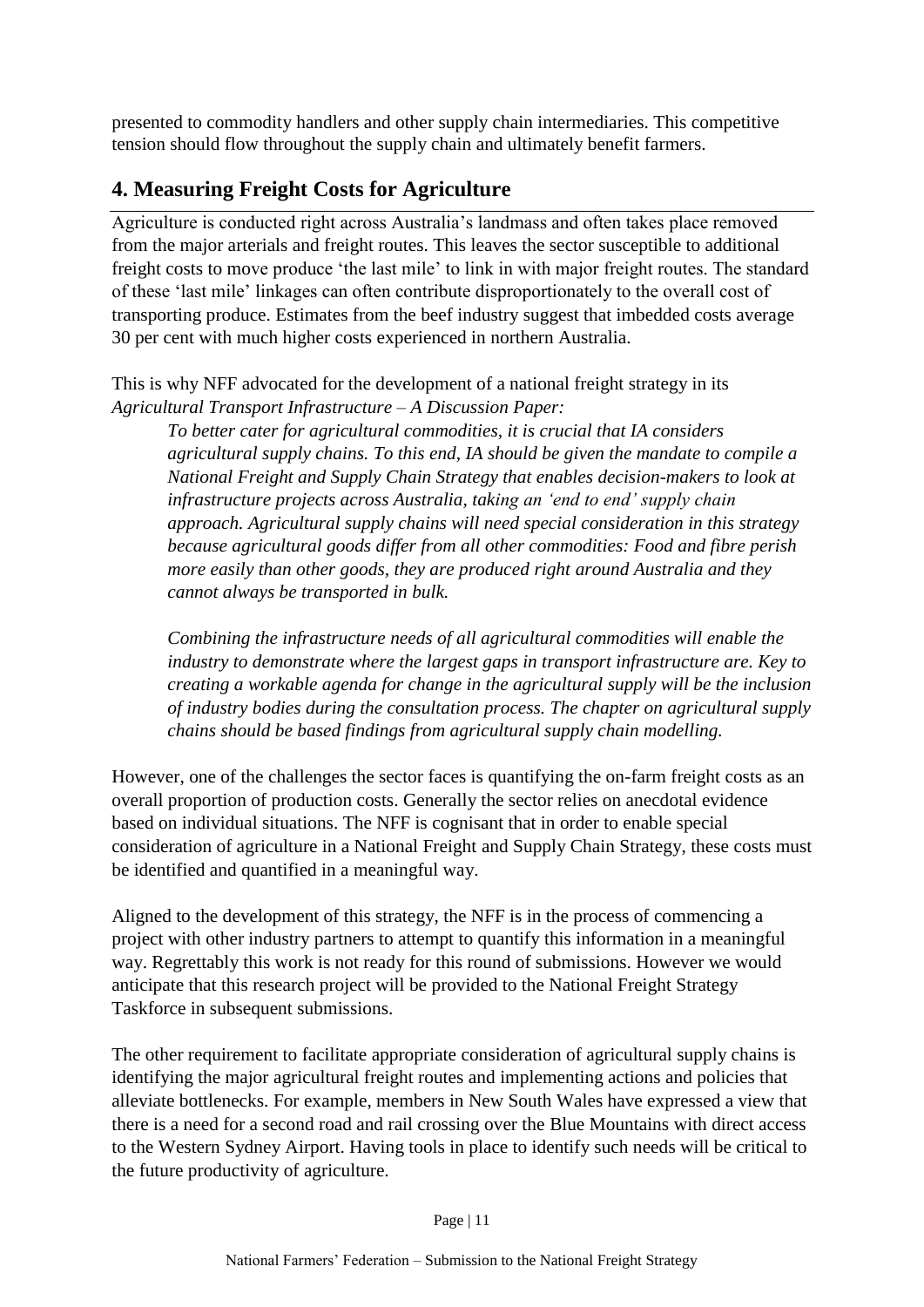presented to commodity handlers and other supply chain intermediaries. This competitive tension should flow throughout the supply chain and ultimately benefit farmers.

## 4. Measuring Freight Costs for Agriculture

Agriculture is conducted right across Australia's landmass and often takes place removed from the major arterials and freight routes. This leaves the sector susceptible to additional freight costs to move produce 'the last mile' to link in with major freight routes. The standard of these 'last mile' linkages can often contribute disproportionately to the overall cost of transporting produce. Estimates from the beef industry suggest that imbedded costs average 30 per cent with much higher costs experienced in northern Australia.

This is why NFF advocated for the development of a national freight strategy in its *Agricultural Transport Infrastructure – A Discussion Paper:*

> *To better cater for agricultural commodities, it is crucial that IA considers agricultural supply chains. To this end, IA should be given the mandate to compile a National Freight and Supply Chain Strategy that enables decision-makers to look at infrastructure projects across Australia, taking an 'end to end' supply chain approach. Agricultural supply chains will need special consideration in this strategy because agricultural goods differ from all other commodities: Food and fibre perish more easily than other goods, they are produced right around Australia and they cannot always be transported in bulk.*
>
> *Combining the infrastructure needs of all agricultural commodities will enable the industry to demonstrate where the largest gaps in transport infrastructure are. Key to creating a workable agenda for change in the agricultural supply will be the inclusion of industry bodies during the consultation process. The chapter on agricultural supply chains should be based findings from agricultural supply chain modelling.*

However, one of the challenges the sector faces is quantifying the on-farm freight costs as an overall proportion of production costs. Generally the sector relies on anecdotal evidence based on individual situations. The NFF is cognisant that in order to enable special consideration of agriculture in a National Freight and Supply Chain Strategy, these costs must be identified and quantified in a meaningful way.

Aligned to the development of this strategy, the NFF is in the process of commencing a project with other industry partners to attempt to quantify this information in a meaningful way. Regrettably this work is not ready for this round of submissions. However we would anticipate that this research project will be provided to the National Freight Strategy Taskforce in subsequent submissions.

The other requirement to facilitate appropriate consideration of agricultural supply chains is identifying the major agricultural freight routes and implementing actions and policies that alleviate bottlenecks. For example, members in New South Wales have expressed a view that there is a need for a second road and rail crossing over the Blue Mountains with direct access to the Western Sydney Airport. Having tools in place to identify such needs will be critical to the future productivity of agriculture.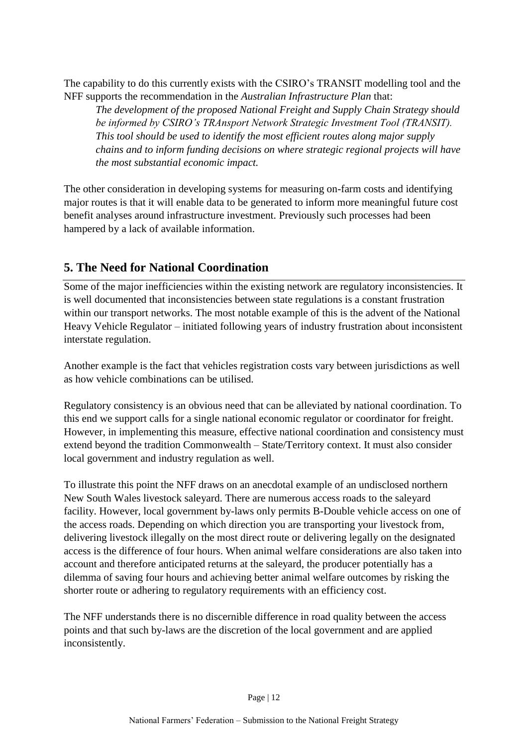The capability to do this currently exists with the CSIRO's TRANSIT modelling tool and the NFF supports the recommendation in the *Australian Infrastructure Plan* that:

> *The development of the proposed National Freight and Supply Chain Strategy should be informed by CSIRO's TRAnsport Network Strategic Investment Tool (TRANSIT). This tool should be used to identify the most efficient routes along major supply chains and to inform funding decisions on where strategic regional projects will have the most substantial economic impact.*

The other consideration in developing systems for measuring on-farm costs and identifying major routes is that it will enable data to be generated to inform more meaningful future cost benefit analyses around infrastructure investment. Previously such processes had been hampered by a lack of available information.

## 5. The Need for National Coordination

Some of the major inefficiencies within the existing network are regulatory inconsistencies. It is well documented that inconsistencies between state regulations is a constant frustration within our transport networks. The most notable example of this is the advent of the National Heavy Vehicle Regulator – initiated following years of industry frustration about inconsistent interstate regulation.

Another example is the fact that vehicles registration costs vary between jurisdictions as well as how vehicle combinations can be utilised.

Regulatory consistency is an obvious need that can be alleviated by national coordination. To this end we support calls for a single national economic regulator or coordinator for freight. However, in implementing this measure, effective national coordination and consistency must extend beyond the tradition Commonwealth – State/Territory context. It must also consider local government and industry regulation as well.

To illustrate this point the NFF draws on an anecdotal example of an undisclosed northern New South Wales livestock saleyard. There are numerous access roads to the saleyard facility. However, local government by-laws only permits B-Double vehicle access on one of the access roads. Depending on which direction you are transporting your livestock from, delivering livestock illegally on the most direct route or delivering legally on the designated access is the difference of four hours. When animal welfare considerations are also taken into account and therefore anticipated returns at the saleyard, the producer potentially has a dilemma of saving four hours and achieving better animal welfare outcomes by risking the shorter route or adhering to regulatory requirements with an efficiency cost.

The NFF understands there is no discernible difference in road quality between the access points and that such by-laws are the discretion of the local government and are applied inconsistently.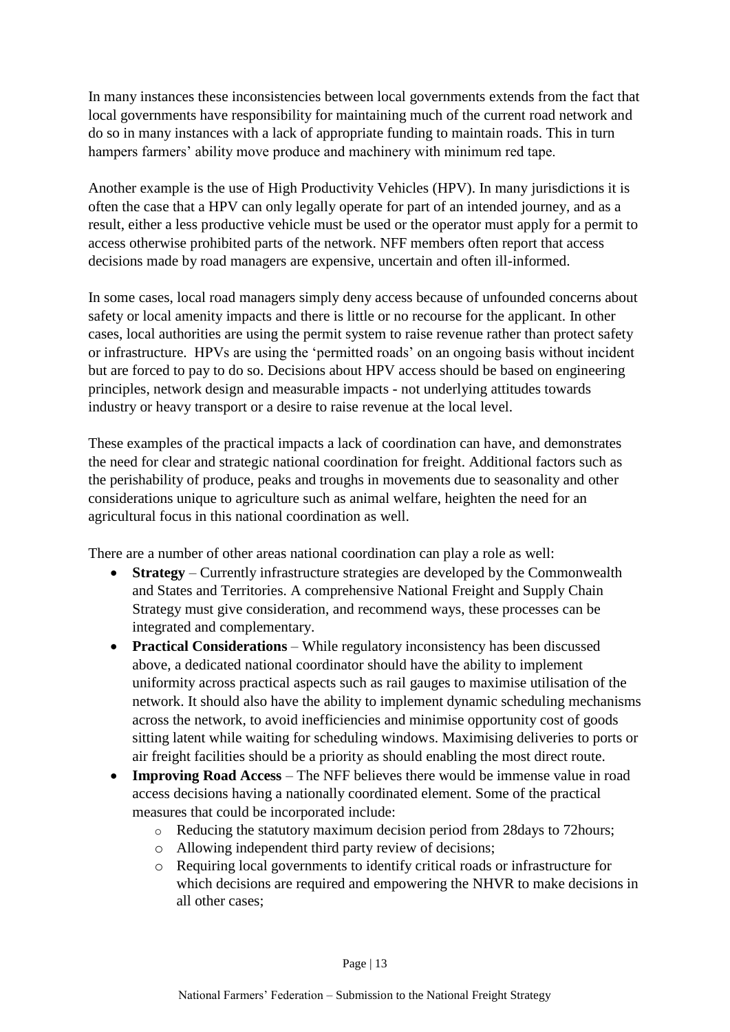In many instances these inconsistencies between local governments extends from the fact that local governments have responsibility for maintaining much of the current road network and do so in many instances with a lack of appropriate funding to maintain roads. This in turn hampers farmers' ability move produce and machinery with minimum red tape.

Another example is the use of High Productivity Vehicles (HPV). In many jurisdictions it is often the case that a HPV can only legally operate for part of an intended journey, and as a result, either a less productive vehicle must be used or the operator must apply for a permit to access otherwise prohibited parts of the network. NFF members often report that access decisions made by road managers are expensive, uncertain and often ill-informed.

In some cases, local road managers simply deny access because of unfounded concerns about safety or local amenity impacts and there is little or no recourse for the applicant. In other cases, local authorities are using the permit system to raise revenue rather than protect safety or infrastructure. HPVs are using the 'permitted roads' on an ongoing basis without incident but are forced to pay to do so. Decisions about HPV access should be based on engineering principles, network design and measurable impacts - not underlying attitudes towards industry or heavy transport or a desire to raise revenue at the local level.

These examples of the practical impacts a lack of coordination can have, and demonstrates the need for clear and strategic national coordination for freight. Additional factors such as the perishability of produce, peaks and troughs in movements due to seasonality and other considerations unique to agriculture such as animal welfare, heighten the need for an agricultural focus in this national coordination as well.

There are a number of other areas national coordination can play a role as well:

- **Strategy** – Currently infrastructure strategies are developed by the Commonwealth and States and Territories. A comprehensive National Freight and Supply Chain Strategy must give consideration, and recommend ways, these processes can be integrated and complementary.
- **Practical Considerations** – While regulatory inconsistency has been discussed above, a dedicated national coordinator should have the ability to implement uniformity across practical aspects such as rail gauges to maximise utilisation of the network. It should also have the ability to implement dynamic scheduling mechanisms across the network, to avoid inefficiencies and minimise opportunity cost of goods sitting latent while waiting for scheduling windows. Maximising deliveries to ports or air freight facilities should be a priority as should enabling the most direct route.
- **Improving Road Access** – The NFF believes there would be immense value in road access decisions having a nationally coordinated element. Some of the practical measures that could be incorporated include:
    - Reducing the statutory maximum decision period from 28days to 72hours;
    - Allowing independent third party review of decisions;
    - Requiring local governments to identify critical roads or infrastructure for which decisions are required and empowering the NHVR to make decisions in all other cases;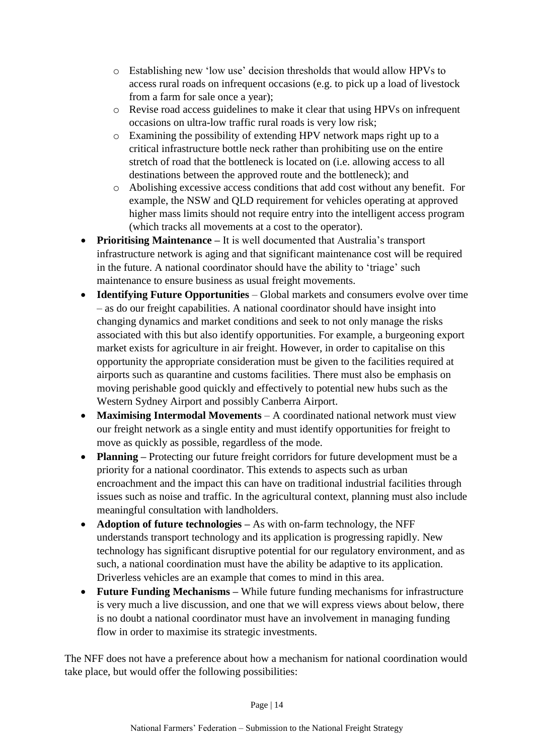- Establishing new 'low use' decision thresholds that would allow HPVs to access rural roads on infrequent occasions (e.g. to pick up a load of livestock from a farm for sale once a year);
  - Revise road access guidelines to make it clear that using HPVs on infrequent occasions on ultra-low traffic rural roads is very low risk;
  - Examining the possibility of extending HPV network maps right up to a critical infrastructure bottle neck rather than prohibiting use on the entire stretch of road that the bottleneck is located on (i.e. allowing access to all destinations between the approved route and the bottleneck); and
  - Abolishing excessive access conditions that add cost without any benefit. For example, the NSW and QLD requirement for vehicles operating at approved higher mass limits should not require entry into the intelligent access program (which tracks all movements at a cost to the operator).
- **Prioritising Maintenance –** It is well documented that Australia's transport infrastructure network is aging and that significant maintenance cost will be required in the future. A national coordinator should have the ability to 'triage' such maintenance to ensure business as usual freight movements.
- **Identifying Future Opportunities** – Global markets and consumers evolve over time – as do our freight capabilities. A national coordinator should have insight into changing dynamics and market conditions and seek to not only manage the risks associated with this but also identify opportunities. For example, a burgeoning export market exists for agriculture in air freight. However, in order to capitalise on this opportunity the appropriate consideration must be given to the facilities required at airports such as quarantine and customs facilities. There must also be emphasis on moving perishable good quickly and effectively to potential new hubs such as the Western Sydney Airport and possibly Canberra Airport.
- **Maximising Intermodal Movements** – A coordinated national network must view our freight network as a single entity and must identify opportunities for freight to move as quickly as possible, regardless of the mode.
- **Planning –** Protecting our future freight corridors for future development must be a priority for a national coordinator. This extends to aspects such as urban encroachment and the impact this can have on traditional industrial facilities through issues such as noise and traffic. In the agricultural context, planning must also include meaningful consultation with landholders.
- **Adoption of future technologies –** As with on-farm technology, the NFF understands transport technology and its application is progressing rapidly. New technology has significant disruptive potential for our regulatory environment, and as such, a national coordination must have the ability be adaptive to its application. Driverless vehicles are an example that comes to mind in this area.
- **Future Funding Mechanisms –** While future funding mechanisms for infrastructure is very much a live discussion, and one that we will express views about below, there is no doubt a national coordinator must have an involvement in managing funding flow in order to maximise its strategic investments.

The NFF does not have a preference about how a mechanism for national coordination would take place, but would offer the following possibilities: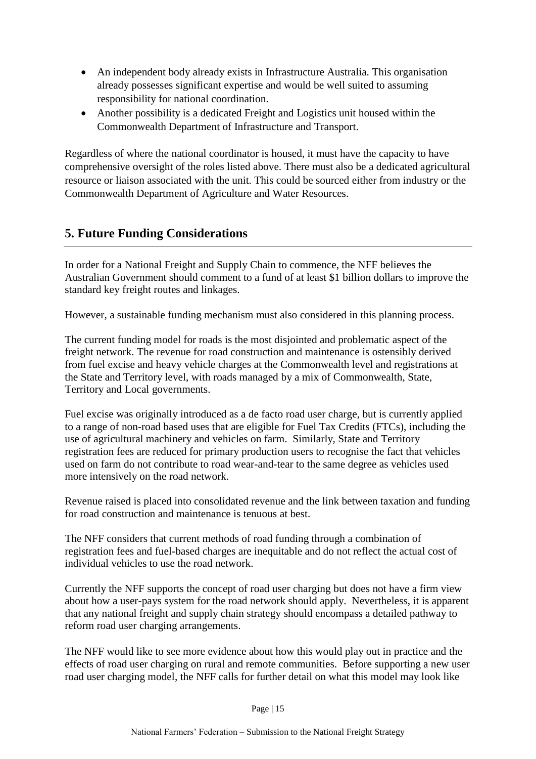- An independent body already exists in Infrastructure Australia. This organisation already possesses significant expertise and would be well suited to assuming responsibility for national coordination.
- Another possibility is a dedicated Freight and Logistics unit housed within the Commonwealth Department of Infrastructure and Transport.

Regardless of where the national coordinator is housed, it must have the capacity to have comprehensive oversight of the roles listed above. There must also be a dedicated agricultural resource or liaison associated with the unit. This could be sourced either from industry or the Commonwealth Department of Agriculture and Water Resources.

## 5. Future Funding Considerations

In order for a National Freight and Supply Chain to commence, the NFF believes the Australian Government should comment to a fund of at least $1 billion dollars to improve the standard key freight routes and linkages.

However, a sustainable funding mechanism must also considered in this planning process.

The current funding model for roads is the most disjointed and problematic aspect of the freight network. The revenue for road construction and maintenance is ostensibly derived from fuel excise and heavy vehicle charges at the Commonwealth level and registrations at the State and Territory level, with roads managed by a mix of Commonwealth, State, Territory and Local governments.

Fuel excise was originally introduced as a de facto road user charge, but is currently applied to a range of non-road based uses that are eligible for Fuel Tax Credits (FTCs), including the use of agricultural machinery and vehicles on farm. Similarly, State and Territory registration fees are reduced for primary production users to recognise the fact that vehicles used on farm do not contribute to road wear-and-tear to the same degree as vehicles used more intensively on the road network.

Revenue raised is placed into consolidated revenue and the link between taxation and funding for road construction and maintenance is tenuous at best.

The NFF considers that current methods of road funding through a combination of registration fees and fuel-based charges are inequitable and do not reflect the actual cost of individual vehicles to use the road network.

Currently the NFF supports the concept of road user charging but does not have a firm view about how a user-pays system for the road network should apply. Nevertheless, it is apparent that any national freight and supply chain strategy should encompass a detailed pathway to reform road user charging arrangements.

The NFF would like to see more evidence about how this would play out in practice and the effects of road user charging on rural and remote communities. Before supporting a new user road user charging model, the NFF calls for further detail on what this model may look like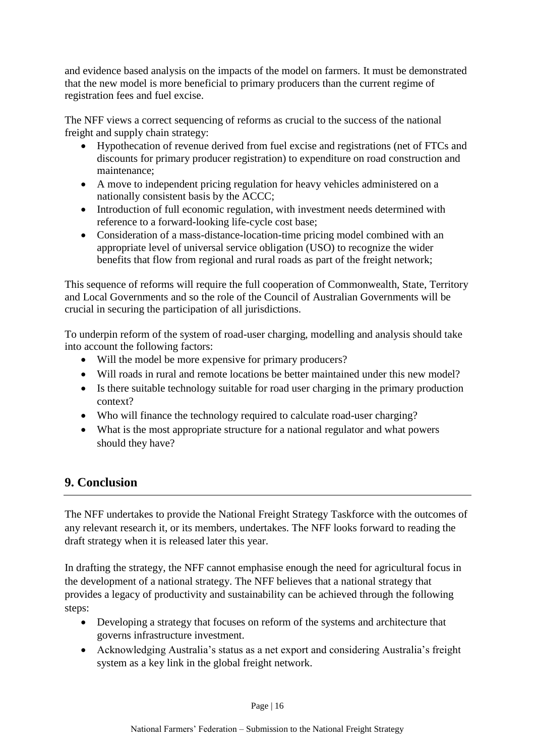and evidence based analysis on the impacts of the model on farmers. It must be demonstrated that the new model is more beneficial to primary producers than the current regime of registration fees and fuel excise.

The NFF views a correct sequencing of reforms as crucial to the success of the national freight and supply chain strategy:

- Hypothecation of revenue derived from fuel excise and registrations (net of FTCs and discounts for primary producer registration) to expenditure on road construction and maintenance;
- A move to independent pricing regulation for heavy vehicles administered on a nationally consistent basis by the ACCC;
- Introduction of full economic regulation, with investment needs determined with reference to a forward-looking life-cycle cost base;
- Consideration of a mass-distance-location-time pricing model combined with an appropriate level of universal service obligation (USO) to recognize the wider benefits that flow from regional and rural roads as part of the freight network;

This sequence of reforms will require the full cooperation of Commonwealth, State, Territory and Local Governments and so the role of the Council of Australian Governments will be crucial in securing the participation of all jurisdictions.

To underpin reform of the system of road-user charging, modelling and analysis should take into account the following factors:

- Will the model be more expensive for primary producers?
- Will roads in rural and remote locations be better maintained under this new model?
- Is there suitable technology suitable for road user charging in the primary production context?
- Who will finance the technology required to calculate road-user charging?
- What is the most appropriate structure for a national regulator and what powers should they have?

## 9. Conclusion

The NFF undertakes to provide the National Freight Strategy Taskforce with the outcomes of any relevant research it, or its members, undertakes. The NFF looks forward to reading the draft strategy when it is released later this year.

In drafting the strategy, the NFF cannot emphasise enough the need for agricultural focus in the development of a national strategy. The NFF believes that a national strategy that provides a legacy of productivity and sustainability can be achieved through the following steps:

- Developing a strategy that focuses on reform of the systems and architecture that governs infrastructure investment.
- Acknowledging Australia's status as a net export and considering Australia's freight system as a key link in the global freight network.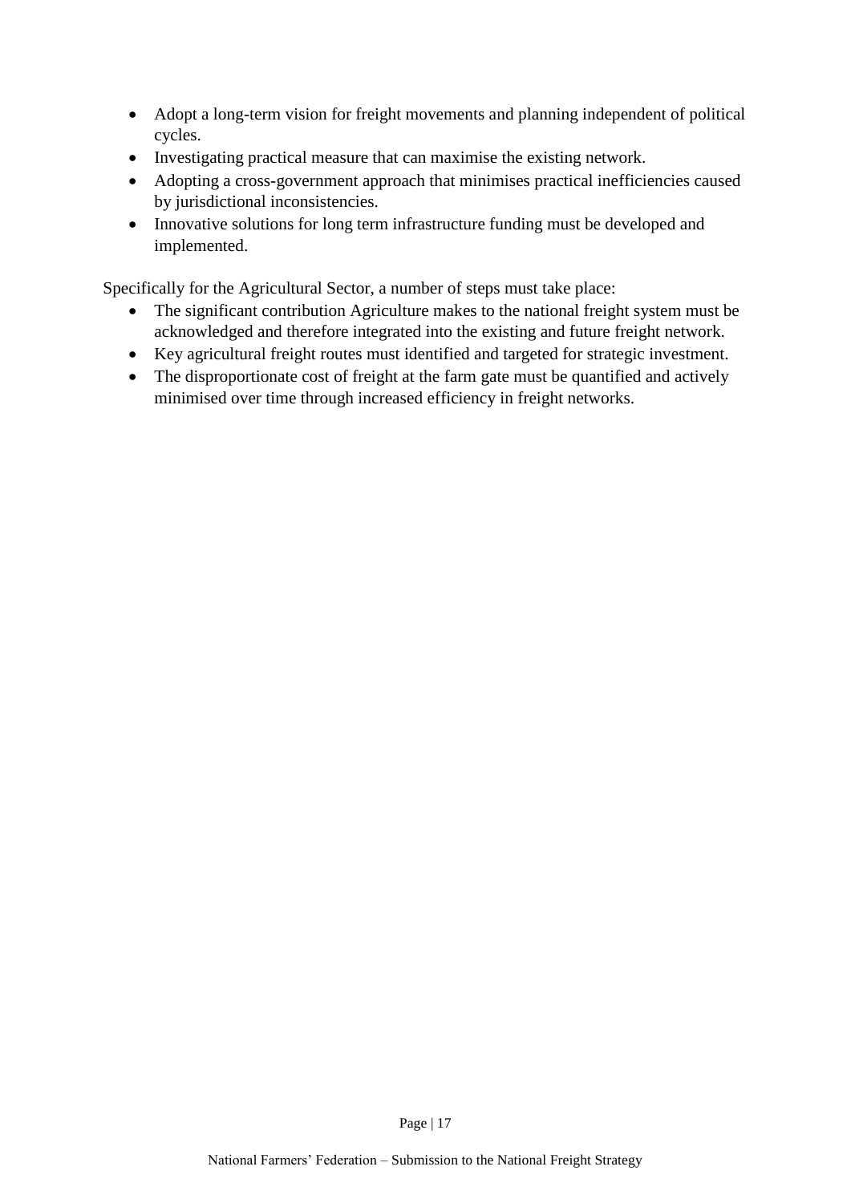- Adopt a long-term vision for freight movements and planning independent of political cycles.
- Investigating practical measure that can maximise the existing network.
- Adopting a cross-government approach that minimises practical inefficiencies caused by jurisdictional inconsistencies.
- Innovative solutions for long term infrastructure funding must be developed and implemented.

Specifically for the Agricultural Sector, a number of steps must take place:

- The significant contribution Agriculture makes to the national freight system must be acknowledged and therefore integrated into the existing and future freight network.
- Key agricultural freight routes must identified and targeted for strategic investment.
- The disproportionate cost of freight at the farm gate must be quantified and actively minimised over time through increased efficiency in freight networks.